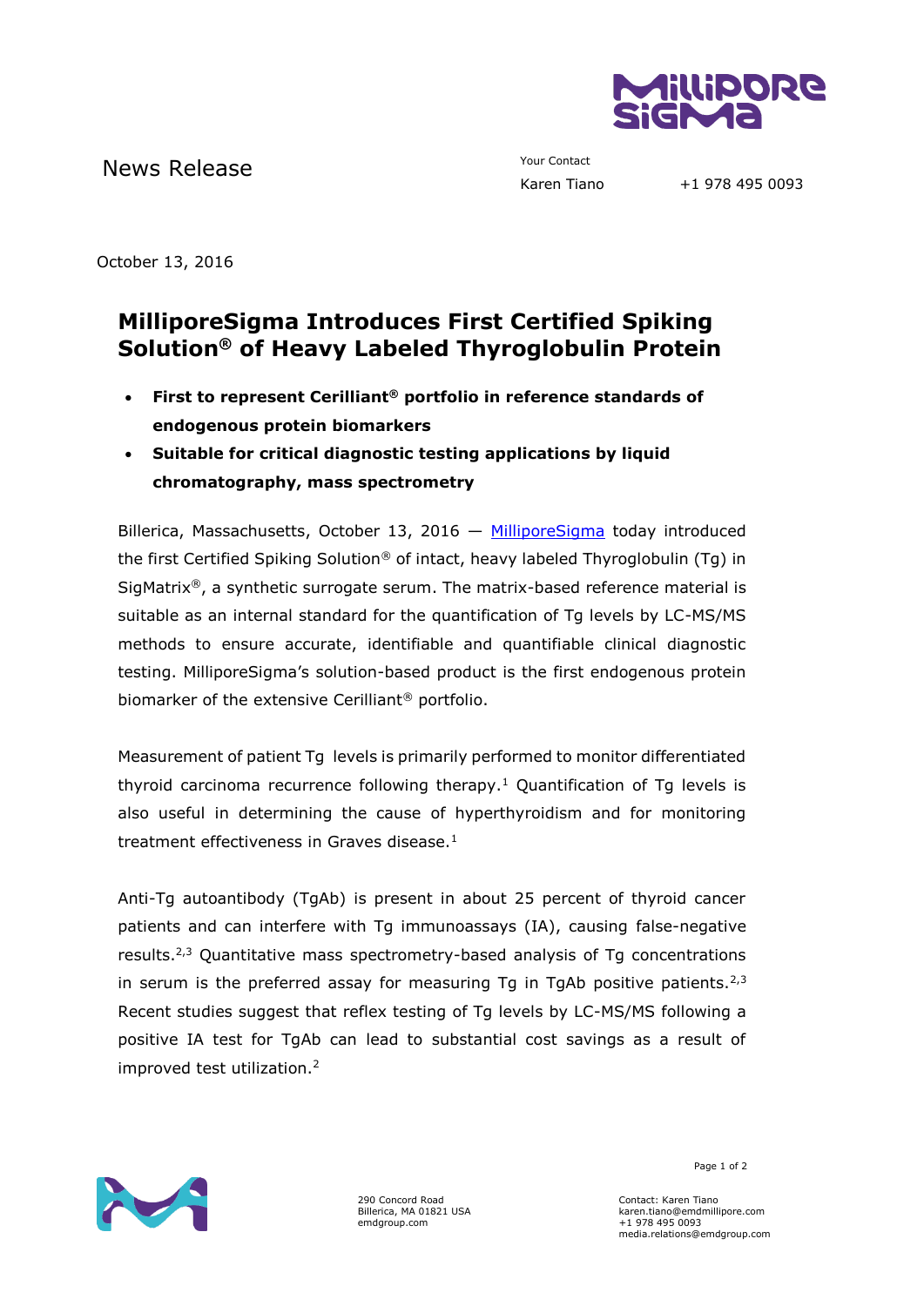News Release

Your Contact
Karen Tiano +1 978 495 0093

October 13, 2016

# MilliporeSigma Introduces First Certified Spiking Solution® of Heavy Labeled Thyroglobulin Protein

- **First to represent Cerilliant® portfolio in reference standards of endogenous protein biomarkers**
- **Suitable for critical diagnostic testing applications by liquid chromatography, mass spectrometry**

Billerica, Massachusetts, October 13, 2016 — MilliporeSigma today introduced the first Certified Spiking Solution® of intact, heavy labeled Thyroglobulin (Tg) in SigMatrix®, a synthetic surrogate serum. The matrix-based reference material is suitable as an internal standard for the quantification of Tg levels by LC-MS/MS methods to ensure accurate, identifiable and quantifiable clinical diagnostic testing. MilliporeSigma's solution-based product is the first endogenous protein biomarker of the extensive Cerilliant® portfolio.

Measurement of patient Tg levels is primarily performed to monitor differentiated thyroid carcinoma recurrence following therapy.[1] Quantification of Tg levels is also useful in determining the cause of hyperthyroidism and for monitoring treatment effectiveness in Graves disease.[1]

Anti-Tg autoantibody (TgAb) is present in about 25 percent of thyroid cancer patients and can interfere with Tg immunoassays (IA), causing false-negative results.[2,3] Quantitative mass spectrometry-based analysis of Tg concentrations in serum is the preferred assay for measuring Tg in TgAb positive patients.[2,3] Recent studies suggest that reflex testing of Tg levels by LC-MS/MS following a positive IA test for TgAb can lead to substantial cost savings as a result of improved test utilization.[2]

290 Concord Road
Billerica, MA 01821 USA
emdgroup.com

Contact: Karen Tiano
karen.tiano@emdmillipore.com
+1 978 495 0093
media.relations@emdgroup.com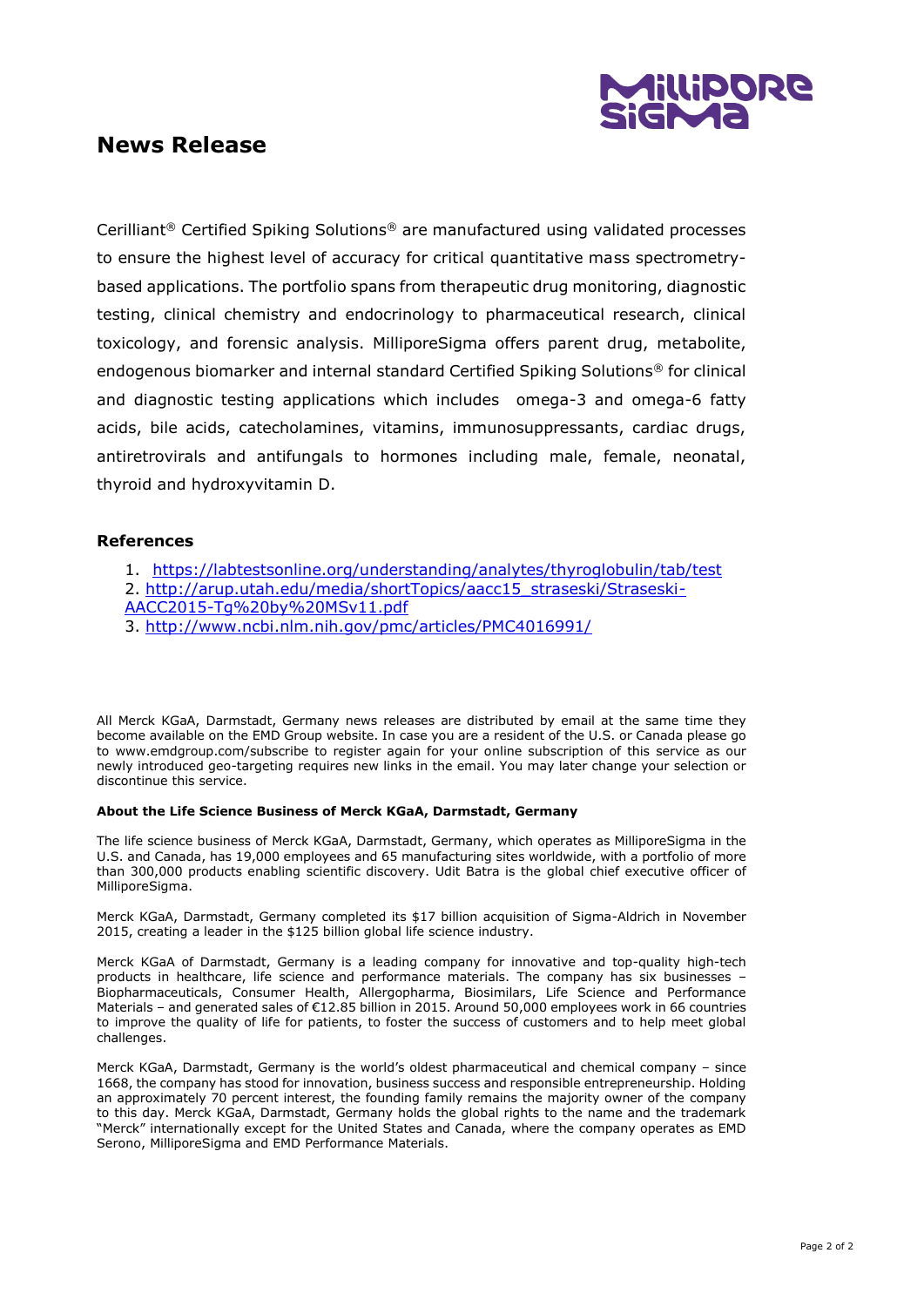# News Release

Cerilliant® Certified Spiking Solutions® are manufactured using validated processes to ensure the highest level of accuracy for critical quantitative mass spectrometry-based applications. The portfolio spans from therapeutic drug monitoring, diagnostic testing, clinical chemistry and endocrinology to pharmaceutical research, clinical toxicology, and forensic analysis. MilliporeSigma offers parent drug, metabolite, endogenous biomarker and internal standard Certified Spiking Solutions® for clinical and diagnostic testing applications which includes omega-3 and omega-6 fatty acids, bile acids, catecholamines, vitamins, immunosuppressants, cardiac drugs, antiretrovirals and antifungals to hormones including male, female, neonatal, thyroid and hydroxyvitamin D.

## References

1. https://labtestsonline.org/understanding/analytes/thyroglobulin/tab/test
2. http://arup.utah.edu/media/shortTopics/aacc15_straseski/Straseski-AACC2015-Tg%20by%20MSv11.pdf
3. http://www.ncbi.nlm.nih.gov/pmc/articles/PMC4016991/

All Merck KGaA, Darmstadt, Germany news releases are distributed by email at the same time they become available on the EMD Group website. In case you are a resident of the U.S. or Canada please go to www.emdgroup.com/subscribe to register again for your online subscription of this service as our newly introduced geo-targeting requires new links in the email. You may later change your selection or discontinue this service.

**About the Life Science Business of Merck KGaA, Darmstadt, Germany**

The life science business of Merck KGaA, Darmstadt, Germany, which operates as MilliporeSigma in the U.S. and Canada, has 19,000 employees and 65 manufacturing sites worldwide, with a portfolio of more than 300,000 products enabling scientific discovery. Udit Batra is the global chief executive officer of MilliporeSigma.

Merck KGaA, Darmstadt, Germany completed its $17 billion acquisition of Sigma-Aldrich in November 2015, creating a leader in the $125 billion global life science industry.

Merck KGaA of Darmstadt, Germany is a leading company for innovative and top-quality high-tech products in healthcare, life science and performance materials. The company has six businesses – Biopharmaceuticals, Consumer Health, Allergopharma, Biosimilars, Life Science and Performance Materials – and generated sales of €12.85 billion in 2015. Around 50,000 employees work in 66 countries to improve the quality of life for patients, to foster the success of customers and to help meet global challenges.

Merck KGaA, Darmstadt, Germany is the world's oldest pharmaceutical and chemical company – since 1668, the company has stood for innovation, business success and responsible entrepreneurship. Holding an approximately 70 percent interest, the founding family remains the majority owner of the company to this day. Merck KGaA, Darmstadt, Germany holds the global rights to the name and the trademark "Merck" internationally except for the United States and Canada, where the company operates as EMD Serono, MilliporeSigma and EMD Performance Materials.